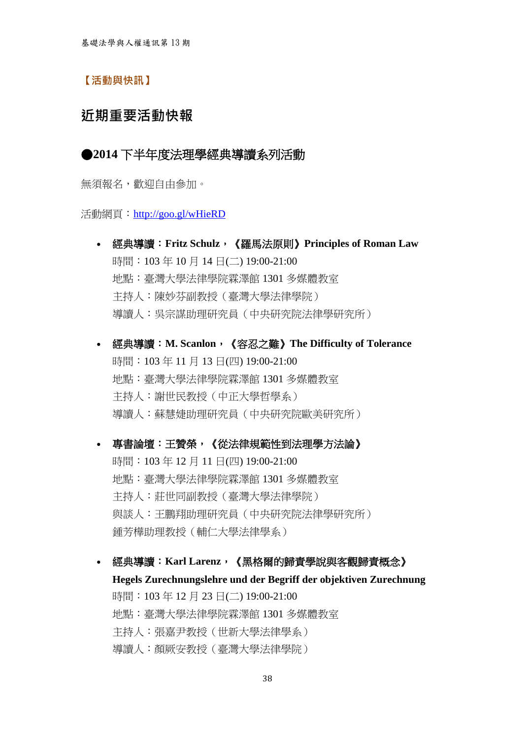【活動與快訊】

# 近期重要活動快報

## ●2014 下半年度法理學經典導讀系列活動

無須報名，歡迎自由參加。

活動網頁：http://goo.gl/wHieRD

- **經典導讀：Fritz Schulz，《羅馬法原則》Principles of Roman Law**
  時間：103 年 10 月 14 日(二) 19:00-21:00
  地點：臺灣大學法律學院霖澤館 1301 多媒體教室
  主持人：陳妙芬副教授（臺灣大學法律學院）
  導讀人：吳宗謀助理研究員（中央研究院法律學研究所）

- **經典導讀：M. Scanlon，《容忍之難》The Difficulty of Tolerance**
  時間：103 年 11 月 13 日(四) 19:00-21:00
  地點：臺灣大學法律學院霖澤館 1301 多媒體教室
  主持人：謝世民教授（中正大學哲學系）
  導讀人：蘇慧婕助理研究員（中央研究院歐美研究所）

- **專書論壇：王贊榮，《從法律規範性到法理學方法論》**
  時間：103 年 12 月 11 日(四) 19:00-21:00
  地點：臺灣大學法律學院霖澤館 1301 多媒體教室
  主持人：莊世同副教授（臺灣大學法律學院）
  與談人：王鵬翔助理研究員（中央研究院法律學研究所）
  鍾芳樺助理教授（輔仁大學法律學系）

- **經典導讀：Karl Larenz，《黑格爾的歸責學說與客觀歸責概念》**
  **Hegels Zurechnungslehre und der Begriff der objektiven Zurechnung**
  時間：103 年 12 月 23 日(二) 19:00-21:00
  地點：臺灣大學法律學院霖澤館 1301 多媒體教室
  主持人：張嘉尹教授（世新大學法律學系）
  導讀人：顏厥安教授（臺灣大學法律學院）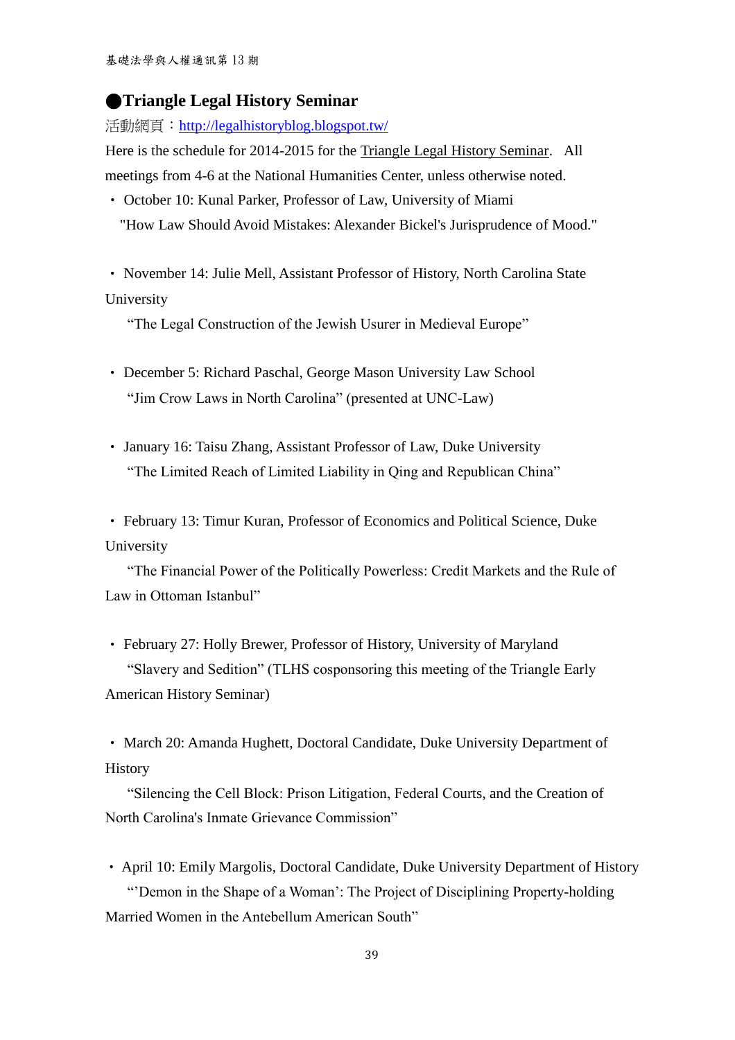## ●Triangle Legal History Seminar

活動網頁：http://legalhistoryblog.blogspot.tw/

Here is the schedule for 2014-2015 for the Triangle Legal History Seminar. All meetings from 4-6 at the National Humanities Center, unless otherwise noted.

- October 10: Kunal Parker, Professor of Law, University of Miami
  "How Law Should Avoid Mistakes: Alexander Bickel's Jurisprudence of Mood."

- November 14: Julie Mell, Assistant Professor of History, North Carolina State University
  "The Legal Construction of the Jewish Usurer in Medieval Europe"

- December 5: Richard Paschal, George Mason University Law School
  "Jim Crow Laws in North Carolina" (presented at UNC-Law)

- January 16: Taisu Zhang, Assistant Professor of Law, Duke University
  "The Limited Reach of Limited Liability in Qing and Republican China"

- February 13: Timur Kuran, Professor of Economics and Political Science, Duke University
  "The Financial Power of the Politically Powerless: Credit Markets and the Rule of Law in Ottoman Istanbul"

- February 27: Holly Brewer, Professor of History, University of Maryland
  "Slavery and Sedition" (TLHS cosponsoring this meeting of the Triangle Early American History Seminar)

- March 20: Amanda Hughett, Doctoral Candidate, Duke University Department of History
  "Silencing the Cell Block: Prison Litigation, Federal Courts, and the Creation of North Carolina's Inmate Grievance Commission"

- April 10: Emily Margolis, Doctoral Candidate, Duke University Department of History
  "'Demon in the Shape of a Woman': The Project of Disciplining Property-holding Married Women in the Antebellum American South"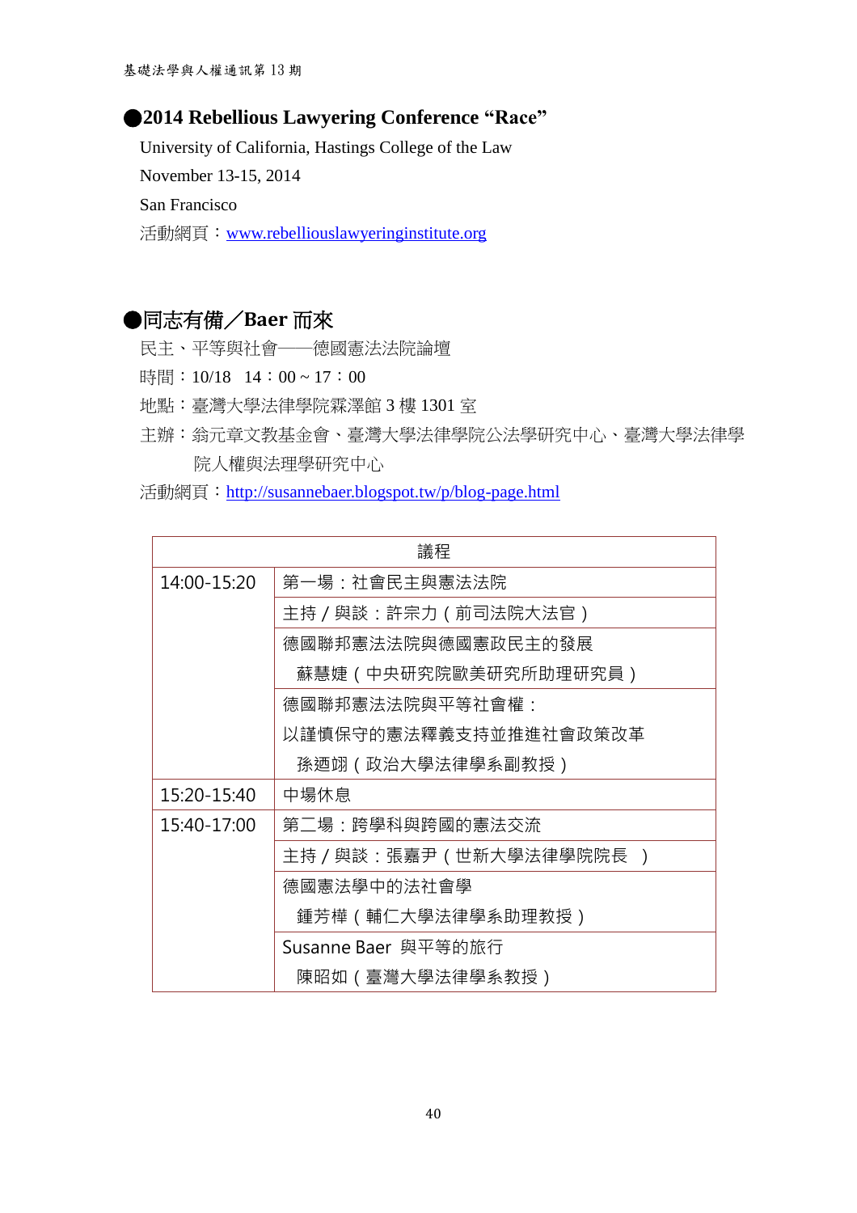## ●2014 Rebellious Lawyering Conference “Race”

University of California, Hastings College of the Law

November 13-15, 2014

San Francisco

活動網頁：www.rebelliouslawyeringinstitute.org

## ●同志有備／Baer 而來

民主、平等與社會——德國憲法法院論壇

時間：10/18　14：00 ~ 17：00

地點：臺灣大學法律學院霖澤館 3 樓 1301 室

主辦：翁元章文教基金會、臺灣大學法律學院公法學研究中心、臺灣大學法律學院人權與法理學研究中心

活動網頁：http://susannebaer.blogspot.tw/p/blog-page.html

| 議程 | |
|---|---|
| 14:00-15:20 | 第一場：社會民主與憲法法院 |
| | 主持／與談：許宗力（前司法院大法官） |
| | 德國聯邦憲法法院與德國憲政民主的發展<br>蘇慧婕（中央研究院歐美研究所助理研究員） |
| | 德國聯邦憲法法院與平等社會權：<br>以謹慎保守的憲法釋義支持並推進社會政策改革<br>孫迺翊（政治大學法律學系副教授） |
| 15:20-15:40 | 中場休息 |
| 15:40-17:00 | 第二場：跨學科與跨國的憲法交流 |
| | 主持／與談：張嘉尹（世新大學法律學院院長　） |
| | 德國憲法學中的法社會學<br>鍾芳樺（輔仁大學法律學系助理教授） |
| | Susanne Baer 與平等的旅行<br>陳昭如（臺灣大學法律學系教授） |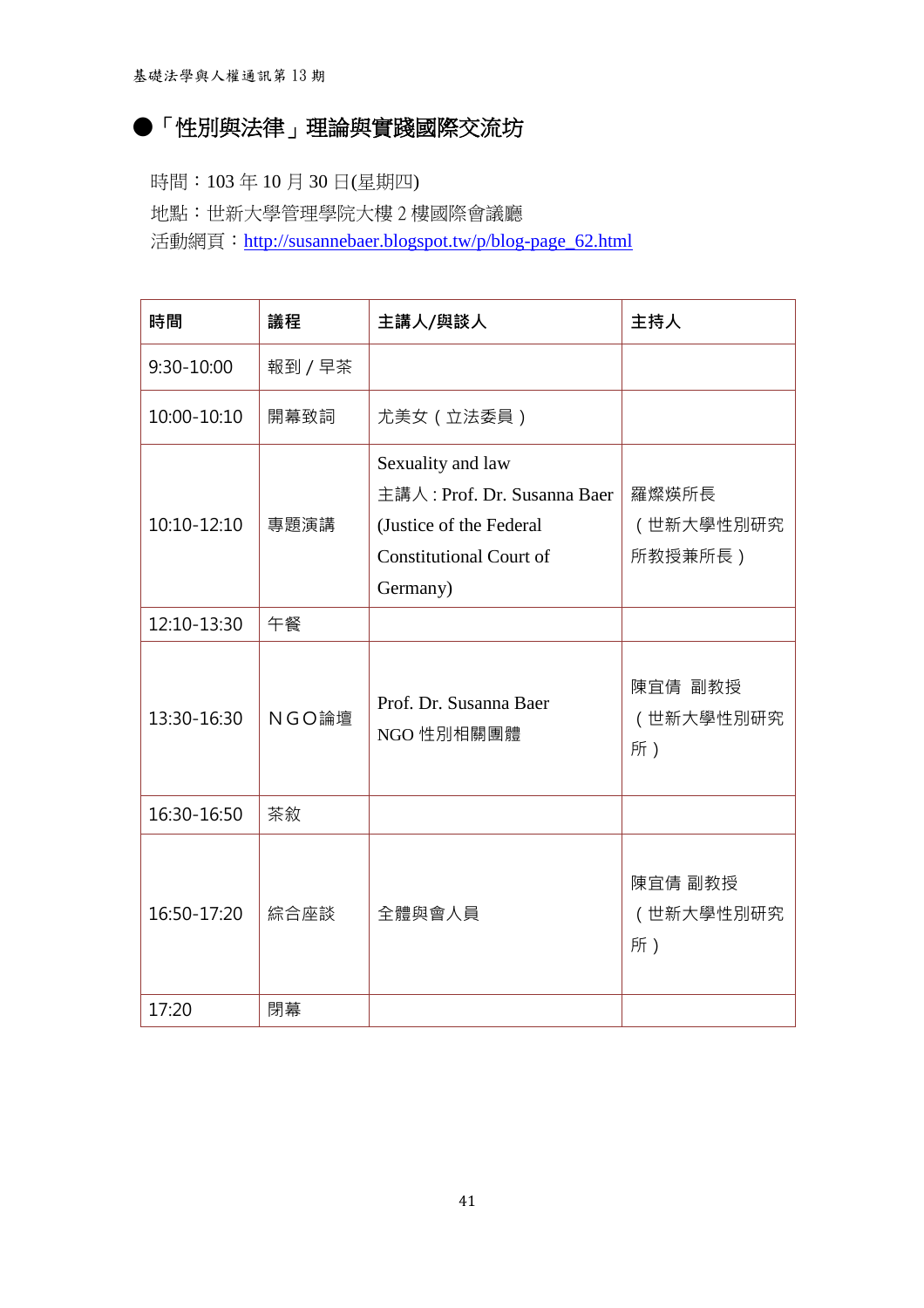## ●「性別與法律」理論與實踐國際交流坊

時間：103 年 10 月 30 日(星期四)

地點：世新大學管理學院大樓 2 樓國際會議廳

活動網頁：http://susannebaer.blogspot.tw/p/blog-page_62.html

| 時間 | 議程 | 主講人/與談人 | 主持人 |
|---|---|---|---|
| 9:30-10:00 | 報到 / 早茶 | | |
| 10:00-10:10 | 開幕致詞 | 尤美女（立法委員） | |
| 10:10-12:10 | 專題演講 | Sexuality and law<br>主講人 : Prof. Dr. Susanna Baer (Justice of the Federal Constitutional Court of Germany) | 羅燦煐所長<br>（世新大學性別研究所教授兼所長） |
| 12:10-13:30 | 午餐 | | |
| 13:30-16:30 | ＮＧＯ論壇 | Prof. Dr. Susanna Baer<br>NGO 性別相關團體 | 陳宜倩 副教授<br>（世新大學性別研究所） |
| 16:30-16:50 | 茶敘 | | |
| 16:50-17:20 | 綜合座談 | 全體與會人員 | 陳宜倩 副教授<br>（世新大學性別研究所） |
| 17:20 | 閉幕 | | |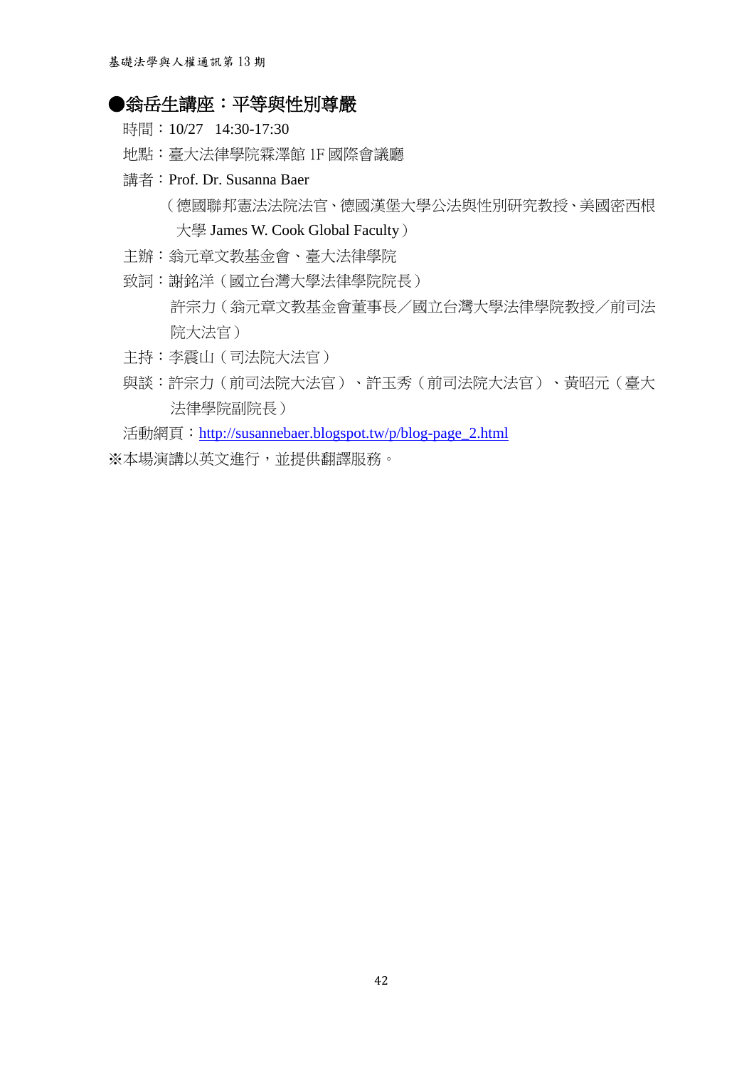## ●翁岳生講座：平等與性別尊嚴

時間：10/27　14:30-17:30

地點：臺大法律學院霖澤館 1F 國際會議廳

講者：Prof. Dr. Susanna Baer

（德國聯邦憲法法院法官、德國漢堡大學公法與性別研究教授、美國密西根大學 James W. Cook Global Faculty）

主辦：翁元章文教基金會、臺大法律學院

致詞：謝銘洋（國立台灣大學法律學院院長）

許宗力（翁元章文教基金會董事長／國立台灣大學法律學院教授／前司法院大法官）

主持：李震山（司法院大法官）

與談：許宗力（前司法院大法官）、許玉秀（前司法院大法官）、黃昭元（臺大法律學院副院長）

活動網頁：http://susannebaer.blogspot.tw/p/blog-page_2.html

※本場演講以英文進行，並提供翻譯服務。